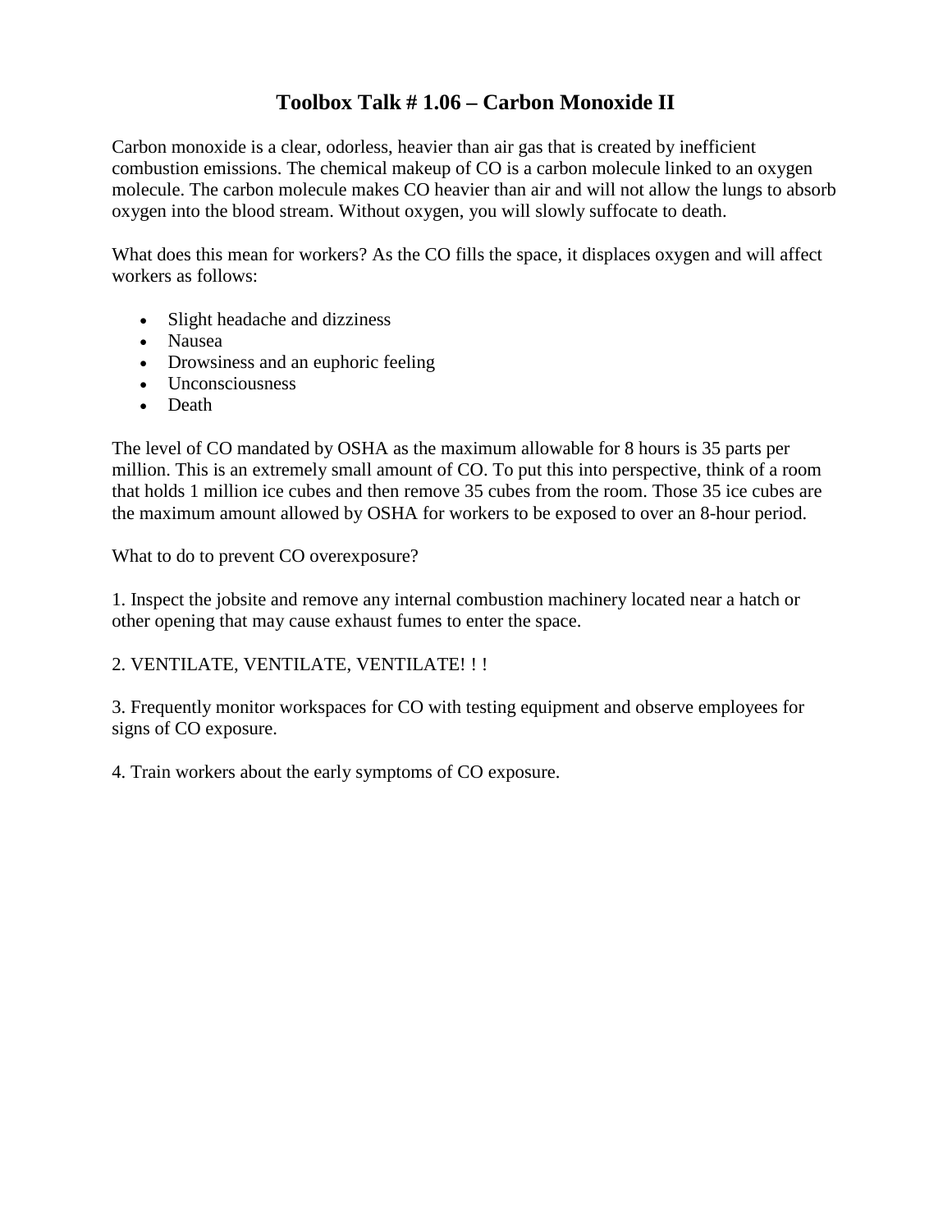# Toolbox Talk # 1.06 – Carbon Monoxide II

Carbon monoxide is a clear, odorless, heavier than air gas that is created by inefficient combustion emissions. The chemical makeup of CO is a carbon molecule linked to an oxygen molecule. The carbon molecule makes CO heavier than air and will not allow the lungs to absorb oxygen into the blood stream. Without oxygen, you will slowly suffocate to death.

What does this mean for workers? As the CO fills the space, it displaces oxygen and will affect workers as follows:

- Slight headache and dizziness
- Nausea
- Drowsiness and an euphoric feeling
- Unconsciousness
- Death

The level of CO mandated by OSHA as the maximum allowable for 8 hours is 35 parts per million. This is an extremely small amount of CO. To put this into perspective, think of a room that holds 1 million ice cubes and then remove 35 cubes from the room. Those 35 ice cubes are the maximum amount allowed by OSHA for workers to be exposed to over an 8-hour period.

What to do to prevent CO overexposure?

1. Inspect the jobsite and remove any internal combustion machinery located near a hatch or other opening that may cause exhaust fumes to enter the space.

2. VENTILATE, VENTILATE, VENTILATE! ! !

3. Frequently monitor workspaces for CO with testing equipment and observe employees for signs of CO exposure.

4. Train workers about the early symptoms of CO exposure.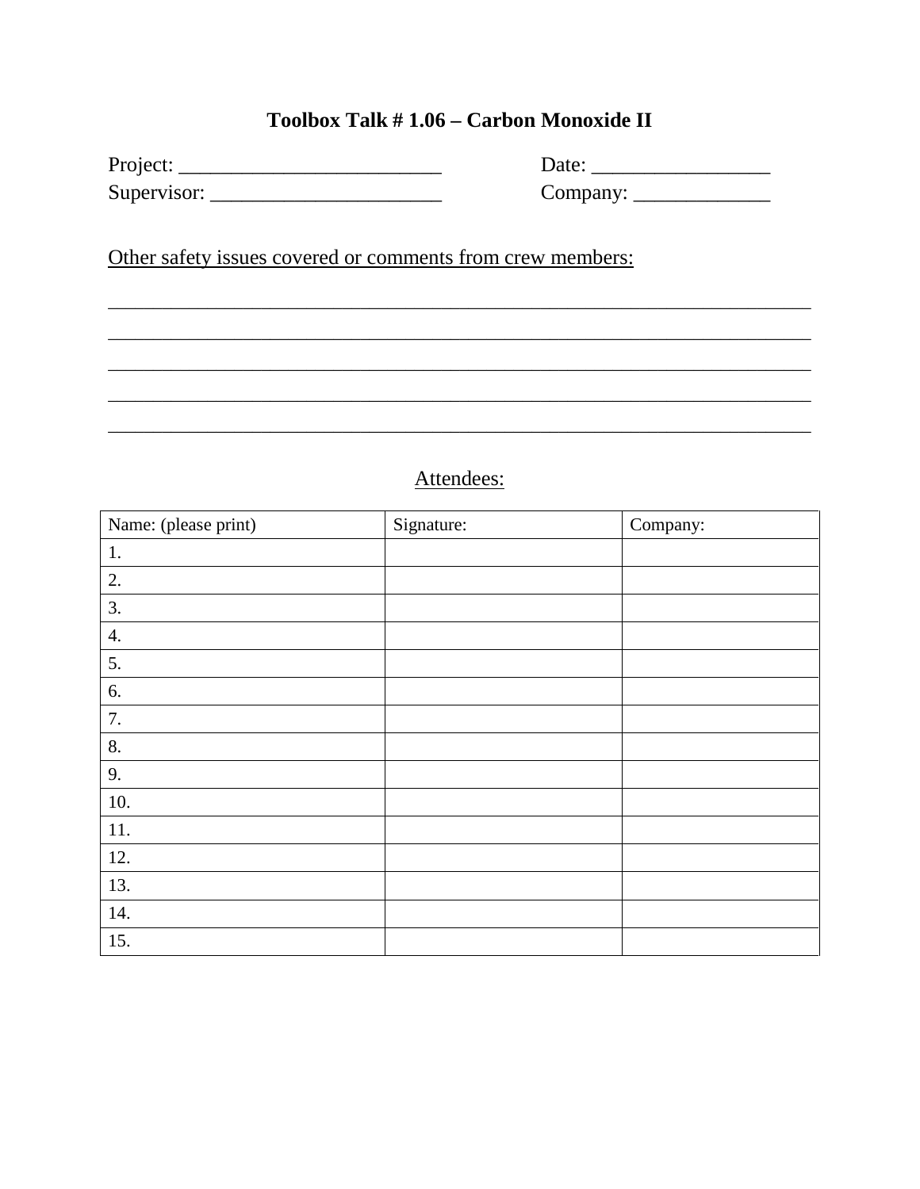**Toolbox Talk # 1.06 – Carbon Monoxide II**

Project: _________________________ Date: _________________

Supervisor: ______________________ Company: _____________

Other safety issues covered or comments from crew members:

_____________________________________________________________________

_____________________________________________________________________

_____________________________________________________________________

_____________________________________________________________________

_____________________________________________________________________

Attendees:

| Name: (please print) | Signature: | Company: |
|---|---|---|
| 1. | | |
| 2. | | |
| 3. | | |
| 4. | | |
| 5. | | |
| 6. | | |
| 7. | | |
| 8. | | |
| 9. | | |
| 10. | | |
| 11. | | |
| 12. | | |
| 13. | | |
| 14. | | |
| 15. | | |